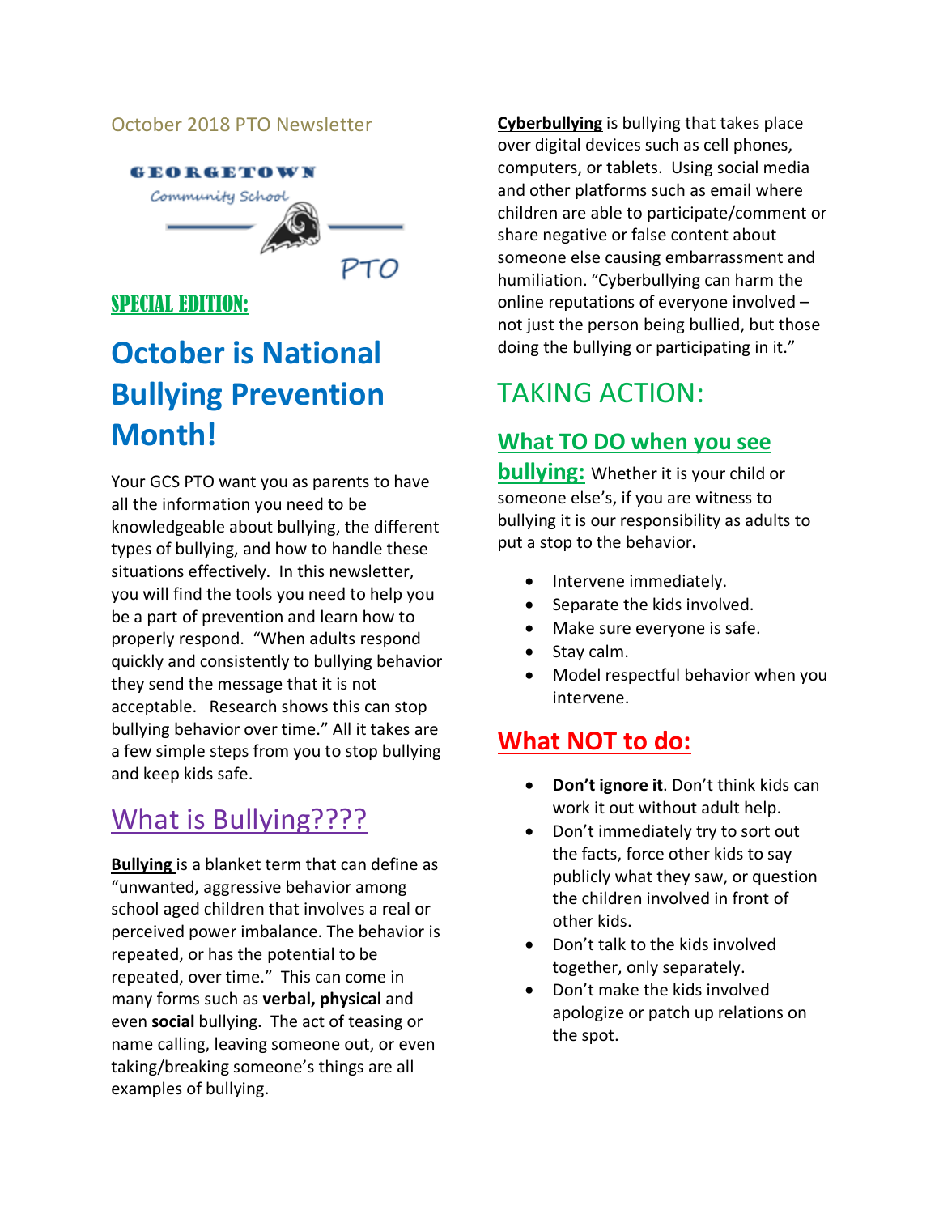October 2018 PTO Newsletter

GEORGETOWN Community School PTO

**SPECIAL EDITION:**

# October is National Bullying Prevention Month!

Your GCS PTO want you as parents to have all the information you need to be knowledgeable about bullying, the different types of bullying, and how to handle these situations effectively. In this newsletter, you will find the tools you need to help you be a part of prevention and learn how to properly respond. "When adults respond quickly and consistently to bullying behavior they send the message that it is not acceptable. Research shows this can stop bullying behavior over time." All it takes are a few simple steps from you to stop bullying and keep kids safe.

## What is Bullying????

**Bullying** is a blanket term that can define as "unwanted, aggressive behavior among school aged children that involves a real or perceived power imbalance. The behavior is repeated, or has the potential to be repeated, over time." This can come in many forms such as **verbal, physical** and even **social** bullying. The act of teasing or name calling, leaving someone out, or even taking/breaking someone's things are all examples of bullying.

**Cyberbullying** is bullying that takes place over digital devices such as cell phones, computers, or tablets. Using social media and other platforms such as email where children are able to participate/comment or share negative or false content about someone else causing embarrassment and humiliation. "Cyberbullying can harm the online reputations of everyone involved – not just the person being bullied, but those doing the bullying or participating in it."

## TAKING ACTION:

### What TO DO when you see bullying:

Whether it is your child or someone else's, if you are witness to bullying it is our responsibility as adults to put a stop to the behavior.

- Intervene immediately.
- Separate the kids involved.
- Make sure everyone is safe.
- Stay calm.
- Model respectful behavior when you intervene.

### What NOT to do:

- **Don't ignore it**. Don't think kids can work it out without adult help.
- Don't immediately try to sort out the facts, force other kids to say publicly what they saw, or question the children involved in front of other kids.
- Don't talk to the kids involved together, only separately.
- Don't make the kids involved apologize or patch up relations on the spot.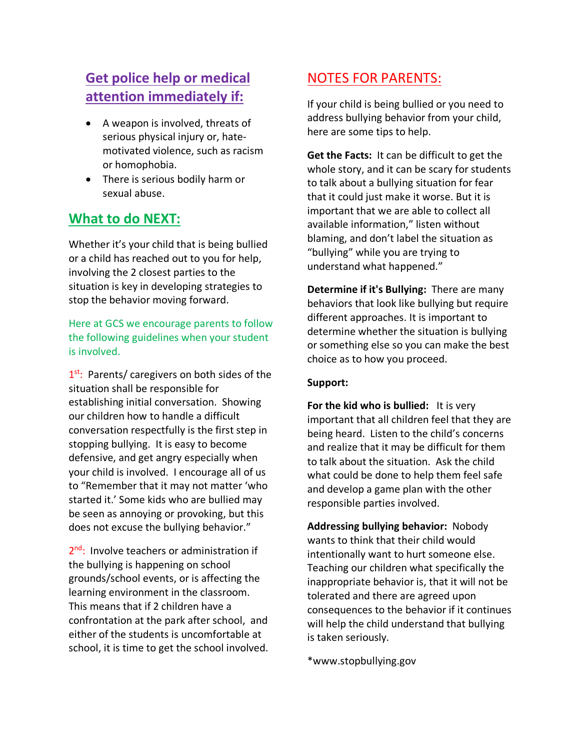## Get police help or medical attention immediately if:

- A weapon is involved, threats of serious physical injury or, hate-motivated violence, such as racism or homophobia.
- There is serious bodily harm or sexual abuse.

## What to do NEXT:

Whether it's your child that is being bullied or a child has reached out to you for help, involving the 2 closest parties to the situation is key in developing strategies to stop the behavior moving forward.

Here at GCS we encourage parents to follow the following guidelines when your student is involved.

1st: Parents/ caregivers on both sides of the situation shall be responsible for establishing initial conversation. Showing our children how to handle a difficult conversation respectfully is the first step in stopping bullying. It is easy to become defensive, and get angry especially when your child is involved. I encourage all of us to "Remember that it may not matter 'who started it.' Some kids who are bullied may be seen as annoying or provoking, but this does not excuse the bullying behavior."

2nd: Involve teachers or administration if the bullying is happening on school grounds/school events, or is affecting the learning environment in the classroom. This means that if 2 children have a confrontation at the park after school, and either of the students is uncomfortable at school, it is time to get the school involved.

## NOTES FOR PARENTS:

If your child is being bullied or you need to address bullying behavior from your child, here are some tips to help.

**Get the Facts:** It can be difficult to get the whole story, and it can be scary for students to talk about a bullying situation for fear that it could just make it worse. But it is important that we are able to collect all available information," listen without blaming, and don't label the situation as "bullying" while you are trying to understand what happened."

**Determine if it's Bullying:** There are many behaviors that look like bullying but require different approaches. It is important to determine whether the situation is bullying or something else so you can make the best choice as to how you proceed.

**Support:**

**For the kid who is bullied:** It is very important that all children feel that they are being heard. Listen to the child's concerns and realize that it may be difficult for them to talk about the situation. Ask the child what could be done to help them feel safe and develop a game plan with the other responsible parties involved.

**Addressing bullying behavior:** Nobody wants to think that their child would intentionally want to hurt someone else. Teaching our children what specifically the inappropriate behavior is, that it will not be tolerated and there are agreed upon consequences to the behavior if it continues will help the child understand that bullying is taken seriously.

*www.stopbullying.gov